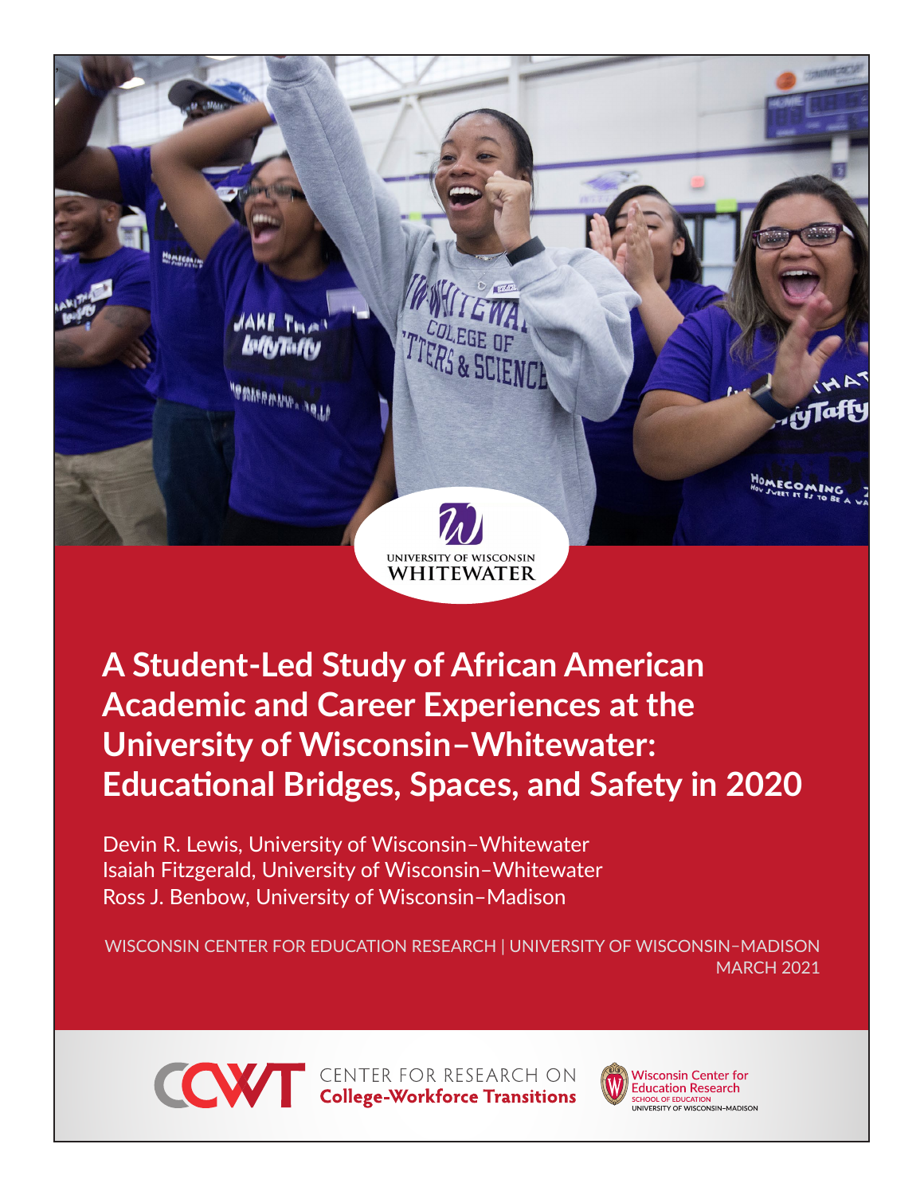# A Student-Led Study of African American Academic and Career Experiences at the University of Wisconsin–Whitewater: Educational Bridges, Spaces, and Safety in 2020

Devin R. Lewis, University of Wisconsin–Whitewater
Isaiah Fitzgerald, University of Wisconsin–Whitewater
Ross J. Benbow, University of Wisconsin–Madison

WISCONSIN CENTER FOR EDUCATION RESEARCH | UNIVERSITY OF WISCONSIN–MADISON
MARCH 2021

CENTER FOR RESEARCH ON College-Workforce Transitions

Wisconsin Center for Education Research
SCHOOL OF EDUCATION
UNIVERSITY OF WISCONSIN–MADISON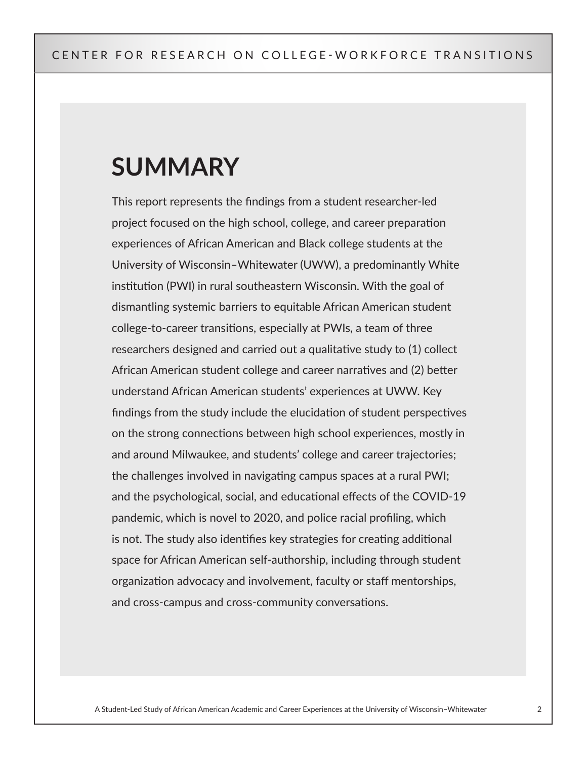# SUMMARY

This report represents the findings from a student researcher-led project focused on the high school, college, and career preparation experiences of African American and Black college students at the University of Wisconsin–Whitewater (UWW), a predominantly White institution (PWI) in rural southeastern Wisconsin. With the goal of dismantling systemic barriers to equitable African American student college-to-career transitions, especially at PWIs, a team of three researchers designed and carried out a qualitative study to (1) collect African American student college and career narratives and (2) better understand African American students' experiences at UWW. Key findings from the study include the elucidation of student perspectives on the strong connections between high school experiences, mostly in and around Milwaukee, and students' college and career trajectories; the challenges involved in navigating campus spaces at a rural PWI; and the psychological, social, and educational effects of the COVID-19 pandemic, which is novel to 2020, and police racial profiling, which is not. The study also identifies key strategies for creating additional space for African American self-authorship, including through student organization advocacy and involvement, faculty or staff mentorships, and cross-campus and cross-community conversations.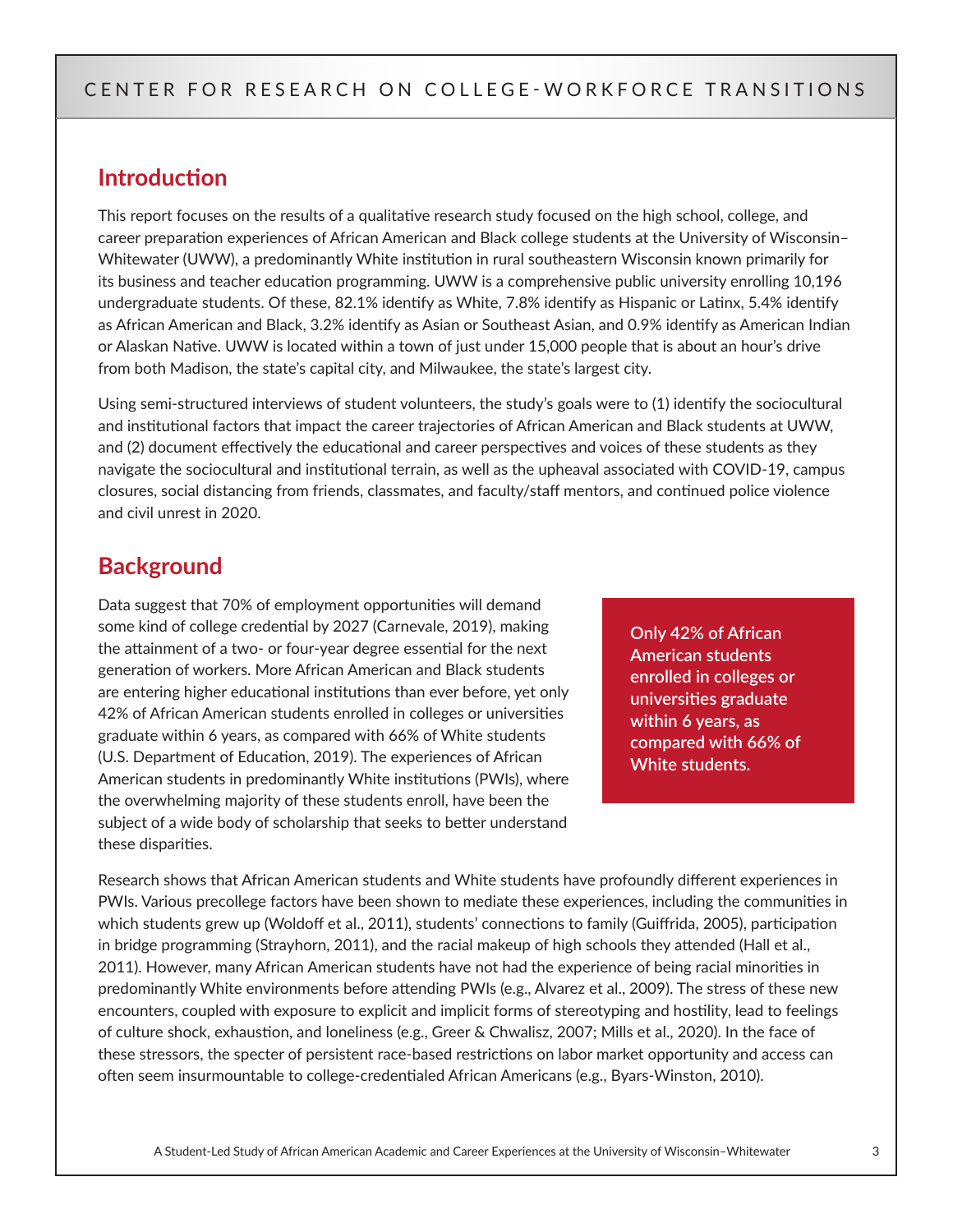## Introduction

This report focuses on the results of a qualitative research study focused on the high school, college, and career preparation experiences of African American and Black college students at the University of Wisconsin–Whitewater (UWW), a predominantly White institution in rural southeastern Wisconsin known primarily for its business and teacher education programming. UWW is a comprehensive public university enrolling 10,196 undergraduate students. Of these, 82.1% identify as White, 7.8% identify as Hispanic or Latinx, 5.4% identify as African American and Black, 3.2% identify as Asian or Southeast Asian, and 0.9% identify as American Indian or Alaskan Native. UWW is located within a town of just under 15,000 people that is about an hour's drive from both Madison, the state's capital city, and Milwaukee, the state's largest city.

Using semi-structured interviews of student volunteers, the study's goals were to (1) identify the sociocultural and institutional factors that impact the career trajectories of African American and Black students at UWW, and (2) document effectively the educational and career perspectives and voices of these students as they navigate the sociocultural and institutional terrain, as well as the upheaval associated with COVID-19, campus closures, social distancing from friends, classmates, and faculty/staff mentors, and continued police violence and civil unrest in 2020.

## Background

Data suggest that 70% of employment opportunities will demand some kind of college credential by 2027 (Carnevale, 2019), making the attainment of a two- or four-year degree essential for the next generation of workers. More African American and Black students are entering higher educational institutions than ever before, yet only 42% of African American students enrolled in colleges or universities graduate within 6 years, as compared with 66% of White students (U.S. Department of Education, 2019). The experiences of African American students in predominantly White institutions (PWIs), where the overwhelming majority of these students enroll, have been the subject of a wide body of scholarship that seeks to better understand these disparities.

**Only 42% of African American students enrolled in colleges or universities graduate within 6 years, as compared with 66% of White students.**

Research shows that African American students and White students have profoundly different experiences in PWIs. Various precollege factors have been shown to mediate these experiences, including the communities in which students grew up (Woldoff et al., 2011), students' connections to family (Guiffrida, 2005), participation in bridge programming (Strayhorn, 2011), and the racial makeup of high schools they attended (Hall et al., 2011). However, many African American students have not had the experience of being racial minorities in predominantly White environments before attending PWIs (e.g., Alvarez et al., 2009). The stress of these new encounters, coupled with exposure to explicit and implicit forms of stereotyping and hostility, lead to feelings of culture shock, exhaustion, and loneliness (e.g., Greer & Chwalisz, 2007; Mills et al., 2020). In the face of these stressors, the specter of persistent race-based restrictions on labor market opportunity and access can often seem insurmountable to college-credentialed African Americans (e.g., Byars-Winston, 2010).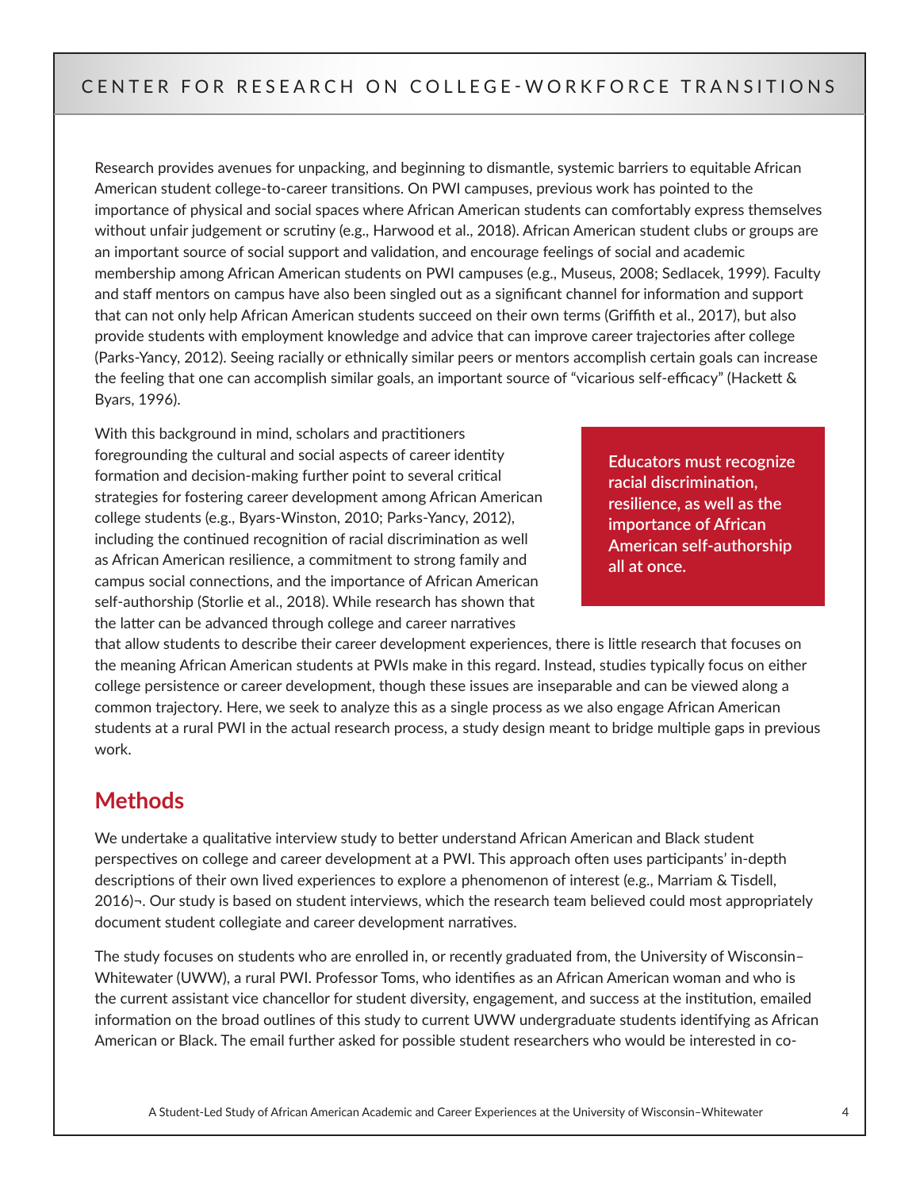Research provides avenues for unpacking, and beginning to dismantle, systemic barriers to equitable African American student college-to-career transitions. On PWI campuses, previous work has pointed to the importance of physical and social spaces where African American students can comfortably express themselves without unfair judgement or scrutiny (e.g., Harwood et al., 2018). African American student clubs or groups are an important source of social support and validation, and encourage feelings of social and academic membership among African American students on PWI campuses (e.g., Museus, 2008; Sedlacek, 1999). Faculty and staff mentors on campus have also been singled out as a significant channel for information and support that can not only help African American students succeed on their own terms (Griffith et al., 2017), but also provide students with employment knowledge and advice that can improve career trajectories after college (Parks-Yancy, 2012). Seeing racially or ethnically similar peers or mentors accomplish certain goals can increase the feeling that one can accomplish similar goals, an important source of "vicarious self-efficacy" (Hackett & Byars, 1996).

With this background in mind, scholars and practitioners foregrounding the cultural and social aspects of career identity formation and decision-making further point to several critical strategies for fostering career development among African American college students (e.g., Byars-Winston, 2010; Parks-Yancy, 2012), including the continued recognition of racial discrimination as well as African American resilience, a commitment to strong family and campus social connections, and the importance of African American self-authorship (Storlie et al., 2018). While research has shown that the latter can be advanced through college and career narratives that allow students to describe their career development experiences, there is little research that focuses on the meaning African American students at PWIs make in this regard. Instead, studies typically focus on either college persistence or career development, though these issues are inseparable and can be viewed along a common trajectory. Here, we seek to analyze this as a single process as we also engage African American students at a rural PWI in the actual research process, a study design meant to bridge multiple gaps in previous work.

> **Educators must recognize racial discrimination, resilience, as well as the importance of African American self-authorship all at once.**

## Methods

We undertake a qualitative interview study to better understand African American and Black student perspectives on college and career development at a PWI. This approach often uses participants' in-depth descriptions of their own lived experiences to explore a phenomenon of interest (e.g., Marriam & Tisdell, 2016)¬. Our study is based on student interviews, which the research team believed could most appropriately document student collegiate and career development narratives.

The study focuses on students who are enrolled in, or recently graduated from, the University of Wisconsin–Whitewater (UWW), a rural PWI. Professor Toms, who identifies as an African American woman and who is the current assistant vice chancellor for student diversity, engagement, and success at the institution, emailed information on the broad outlines of this study to current UWW undergraduate students identifying as African American or Black. The email further asked for possible student researchers who would be interested in co-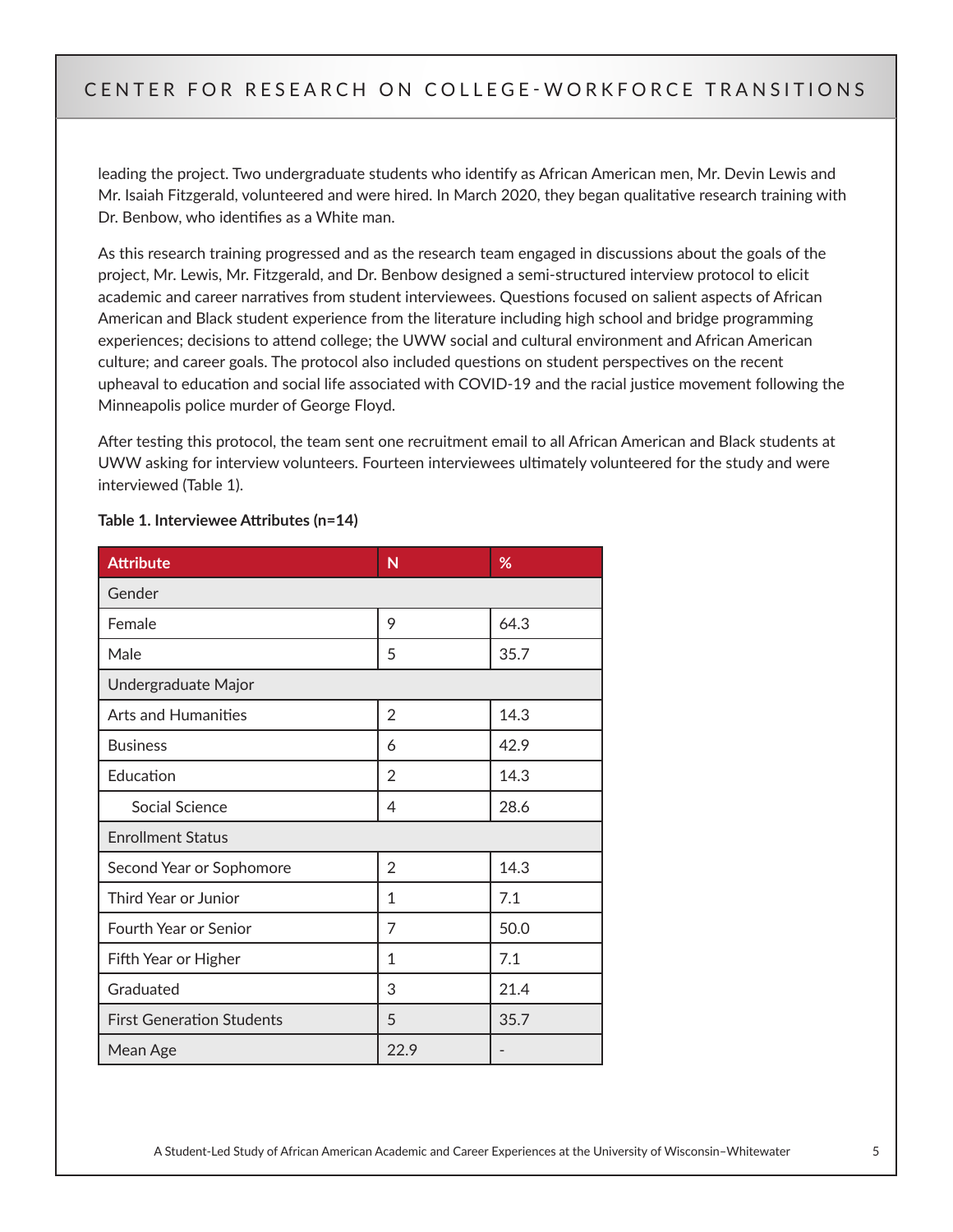leading the project. Two undergraduate students who identify as African American men, Mr. Devin Lewis and Mr. Isaiah Fitzgerald, volunteered and were hired. In March 2020, they began qualitative research training with Dr. Benbow, who identifies as a White man.

As this research training progressed and as the research team engaged in discussions about the goals of the project, Mr. Lewis, Mr. Fitzgerald, and Dr. Benbow designed a semi-structured interview protocol to elicit academic and career narratives from student interviewees. Questions focused on salient aspects of African American and Black student experience from the literature including high school and bridge programming experiences; decisions to attend college; the UWW social and cultural environment and African American culture; and career goals. The protocol also included questions on student perspectives on the recent upheaval to education and social life associated with COVID-19 and the racial justice movement following the Minneapolis police murder of George Floyd.

After testing this protocol, the team sent one recruitment email to all African American and Black students at UWW asking for interview volunteers. Fourteen interviewees ultimately volunteered for the study and were interviewed (Table 1).

**Table 1. Interviewee Attributes (n=14)**

| Attribute | N | % |
|---|---|---|
| Gender | | |
| Female | 9 | 64.3 |
| Male | 5 | 35.7 |
| Undergraduate Major | | |
| Arts and Humanities | 2 | 14.3 |
| Business | 6 | 42.9 |
| Education | 2 | 14.3 |
| Social Science | 4 | 28.6 |
| Enrollment Status | | |
| Second Year or Sophomore | 2 | 14.3 |
| Third Year or Junior | 1 | 7.1 |
| Fourth Year or Senior | 7 | 50.0 |
| Fifth Year or Higher | 1 | 7.1 |
| Graduated | 3 | 21.4 |
| First Generation Students | 5 | 35.7 |
| Mean Age | 22.9 | - |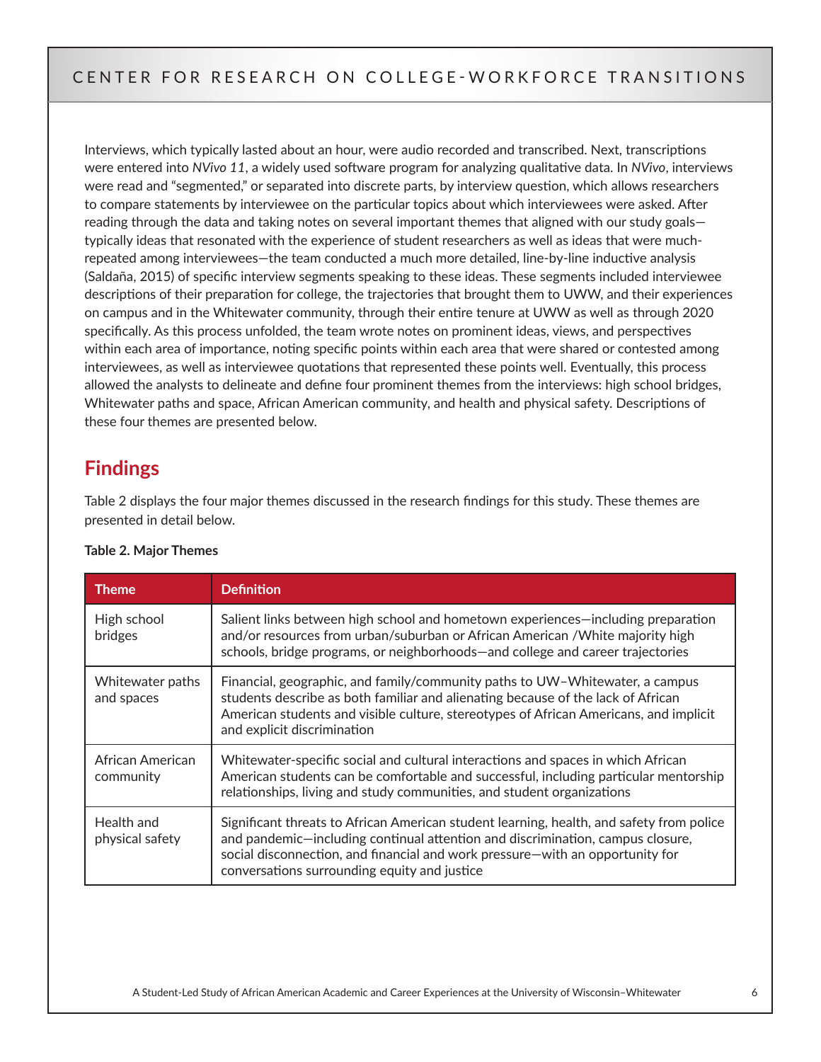Interviews, which typically lasted about an hour, were audio recorded and transcribed. Next, transcriptions were entered into *NVivo 11*, a widely used software program for analyzing qualitative data. In *NVivo*, interviews were read and "segmented," or separated into discrete parts, by interview question, which allows researchers to compare statements by interviewee on the particular topics about which interviewees were asked. After reading through the data and taking notes on several important themes that aligned with our study goals—typically ideas that resonated with the experience of student researchers as well as ideas that were much-repeated among interviewees—the team conducted a much more detailed, line-by-line inductive analysis (Saldaña, 2015) of specific interview segments speaking to these ideas. These segments included interviewee descriptions of their preparation for college, the trajectories that brought them to UWW, and their experiences on campus and in the Whitewater community, through their entire tenure at UWW as well as through 2020 specifically. As this process unfolded, the team wrote notes on prominent ideas, views, and perspectives within each area of importance, noting specific points within each area that were shared or contested among interviewees, as well as interviewee quotations that represented these points well. Eventually, this process allowed the analysts to delineate and define four prominent themes from the interviews: high school bridges, Whitewater paths and space, African American community, and health and physical safety. Descriptions of these four themes are presented below.

## Findings

Table 2 displays the four major themes discussed in the research findings for this study. These themes are presented in detail below.

**Table 2. Major Themes**

| Theme | Definition |
| --- | --- |
| High school bridges | Salient links between high school and hometown experiences—including preparation and/or resources from urban/suburban or African American /White majority high schools, bridge programs, or neighborhoods—and college and career trajectories |
| Whitewater paths and spaces | Financial, geographic, and family/community paths to UW–Whitewater, a campus students describe as both familiar and alienating because of the lack of African American students and visible culture, stereotypes of African Americans, and implicit and explicit discrimination |
| African American community | Whitewater-specific social and cultural interactions and spaces in which African American students can be comfortable and successful, including particular mentorship relationships, living and study communities, and student organizations |
| Health and physical safety | Significant threats to African American student learning, health, and safety from police and pandemic—including continual attention and discrimination, campus closure, social disconnection, and financial and work pressure—with an opportunity for conversations surrounding equity and justice |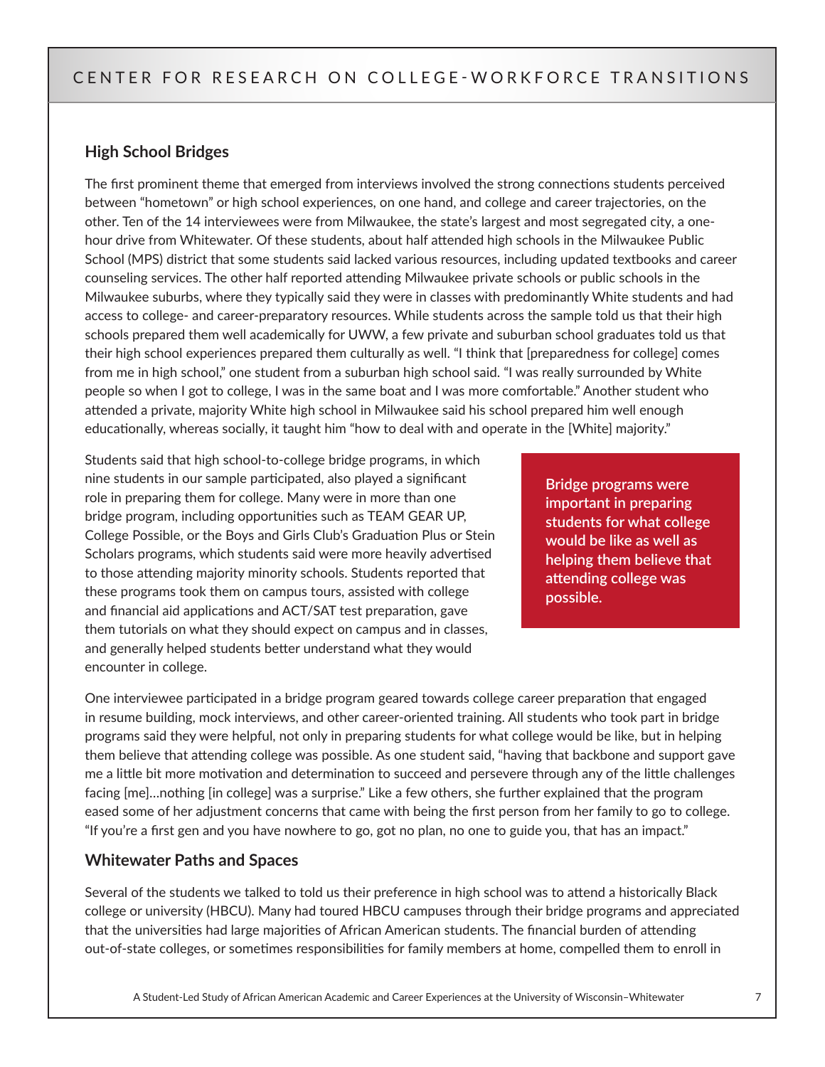## High School Bridges

The first prominent theme that emerged from interviews involved the strong connections students perceived between "hometown" or high school experiences, on one hand, and college and career trajectories, on the other. Ten of the 14 interviewees were from Milwaukee, the state's largest and most segregated city, a one-hour drive from Whitewater. Of these students, about half attended high schools in the Milwaukee Public School (MPS) district that some students said lacked various resources, including updated textbooks and career counseling services. The other half reported attending Milwaukee private schools or public schools in the Milwaukee suburbs, where they typically said they were in classes with predominantly White students and had access to college- and career-preparatory resources. While students across the sample told us that their high schools prepared them well academically for UWW, a few private and suburban school graduates told us that their high school experiences prepared them culturally as well. "I think that [preparedness for college] comes from me in high school," one student from a suburban high school said. "I was really surrounded by White people so when I got to college, I was in the same boat and I was more comfortable." Another student who attended a private, majority White high school in Milwaukee said his school prepared him well enough educationally, whereas socially, it taught him "how to deal with and operate in the [White] majority."

Students said that high school-to-college bridge programs, in which nine students in our sample participated, also played a significant role in preparing them for college. Many were in more than one bridge program, including opportunities such as TEAM GEAR UP, College Possible, or the Boys and Girls Club's Graduation Plus or Stein Scholars programs, which students said were more heavily advertised to those attending majority minority schools. Students reported that these programs took them on campus tours, assisted with college and financial aid applications and ACT/SAT test preparation, gave them tutorials on what they should expect on campus and in classes, and generally helped students better understand what they would encounter in college.

**Bridge programs were important in preparing students for what college would be like as well as helping them believe that attending college was possible.**

One interviewee participated in a bridge program geared towards college career preparation that engaged in resume building, mock interviews, and other career-oriented training. All students who took part in bridge programs said they were helpful, not only in preparing students for what college would be like, but in helping them believe that attending college was possible. As one student said, "having that backbone and support gave me a little bit more motivation and determination to succeed and persevere through any of the little challenges facing [me]…nothing [in college] was a surprise." Like a few others, she further explained that the program eased some of her adjustment concerns that came with being the first person from her family to go to college. "If you're a first gen and you have nowhere to go, got no plan, no one to guide you, that has an impact."

## Whitewater Paths and Spaces

Several of the students we talked to told us their preference in high school was to attend a historically Black college or university (HBCU). Many had toured HBCU campuses through their bridge programs and appreciated that the universities had large majorities of African American students. The financial burden of attending out-of-state colleges, or sometimes responsibilities for family members at home, compelled them to enroll in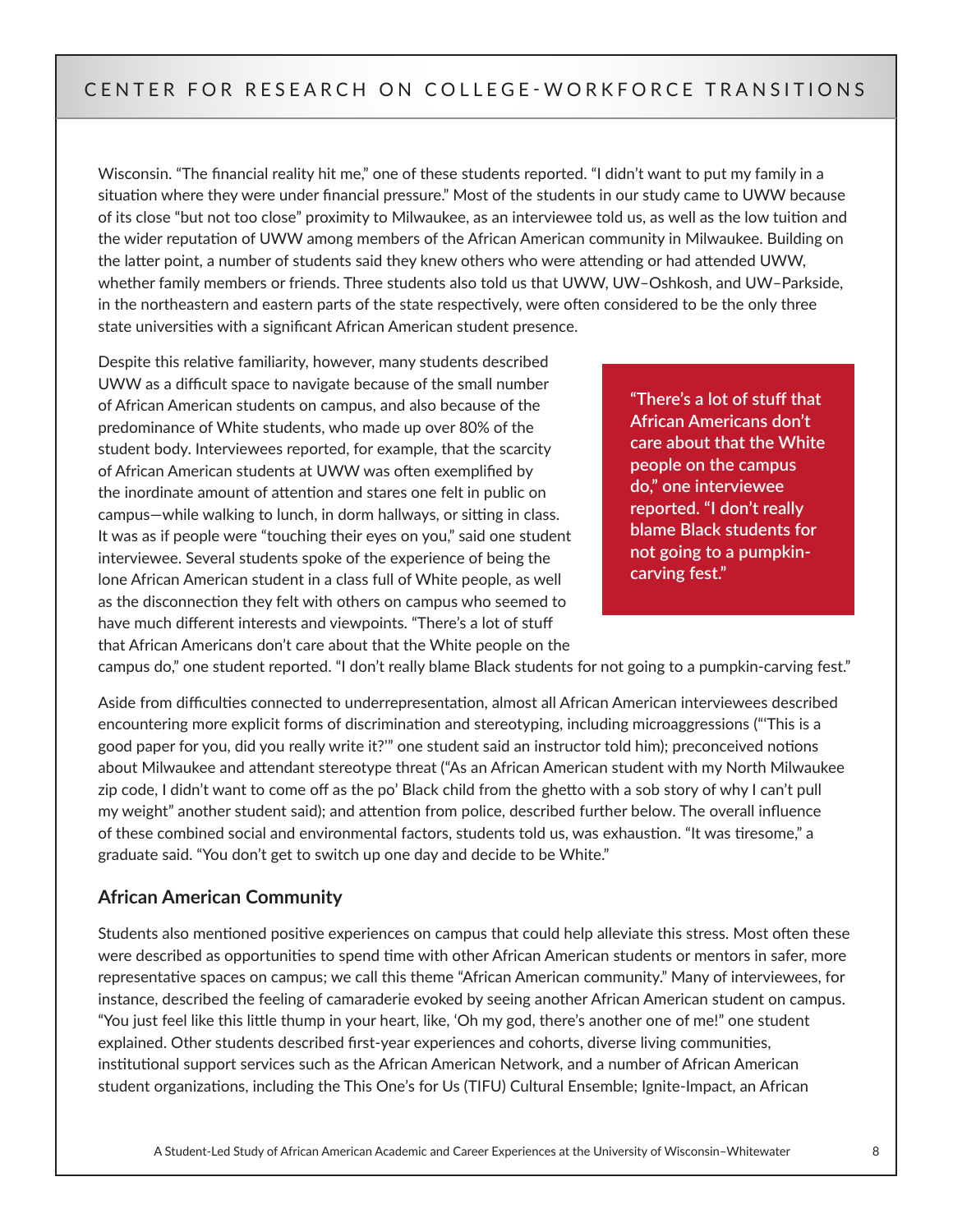Wisconsin. "The financial reality hit me," one of these students reported. "I didn't want to put my family in a situation where they were under financial pressure." Most of the students in our study came to UWW because of its close "but not too close" proximity to Milwaukee, as an interviewee told us, as well as the low tuition and the wider reputation of UWW among members of the African American community in Milwaukee. Building on the latter point, a number of students said they knew others who were attending or had attended UWW, whether family members or friends. Three students also told us that UWW, UW–Oshkosh, and UW–Parkside, in the northeastern and eastern parts of the state respectively, were often considered to be the only three state universities with a significant African American student presence.

Despite this relative familiarity, however, many students described UWW as a difficult space to navigate because of the small number of African American students on campus, and also because of the predominance of White students, who made up over 80% of the student body. Interviewees reported, for example, that the scarcity of African American students at UWW was often exemplified by the inordinate amount of attention and stares one felt in public on campus—while walking to lunch, in dorm hallways, or sitting in class. It was as if people were "touching their eyes on you," said one student interviewee. Several students spoke of the experience of being the lone African American student in a class full of White people, as well as the disconnection they felt with others on campus who seemed to have much different interests and viewpoints. "There's a lot of stuff that African Americans don't care about that the White people on the campus do," one student reported. "I don't really blame Black students for not going to a pumpkin-carving fest."

> **"There's a lot of stuff that African Americans don't care about that the White people on the campus do," one interviewee reported. "I don't really blame Black students for not going to a pumpkin-carving fest."**

Aside from difficulties connected to underrepresentation, almost all African American interviewees described encountering more explicit forms of discrimination and stereotyping, including microaggressions ("'This is a good paper for you, did you really write it?'" one student said an instructor told him); preconceived notions about Milwaukee and attendant stereotype threat ("As an African American student with my North Milwaukee zip code, I didn't want to come off as the po' Black child from the ghetto with a sob story of why I can't pull my weight" another student said); and attention from police, described further below. The overall influence of these combined social and environmental factors, students told us, was exhaustion. "It was tiresome," a graduate said. "You don't get to switch up one day and decide to be White."

### African American Community

Students also mentioned positive experiences on campus that could help alleviate this stress. Most often these were described as opportunities to spend time with other African American students or mentors in safer, more representative spaces on campus; we call this theme "African American community." Many of interviewees, for instance, described the feeling of camaraderie evoked by seeing another African American student on campus. "You just feel like this little thump in your heart, like, 'Oh my god, there's another one of me!" one student explained. Other students described first-year experiences and cohorts, diverse living communities, institutional support services such as the African American Network, and a number of African American student organizations, including the This One's for Us (TIFU) Cultural Ensemble; Ignite-Impact, an African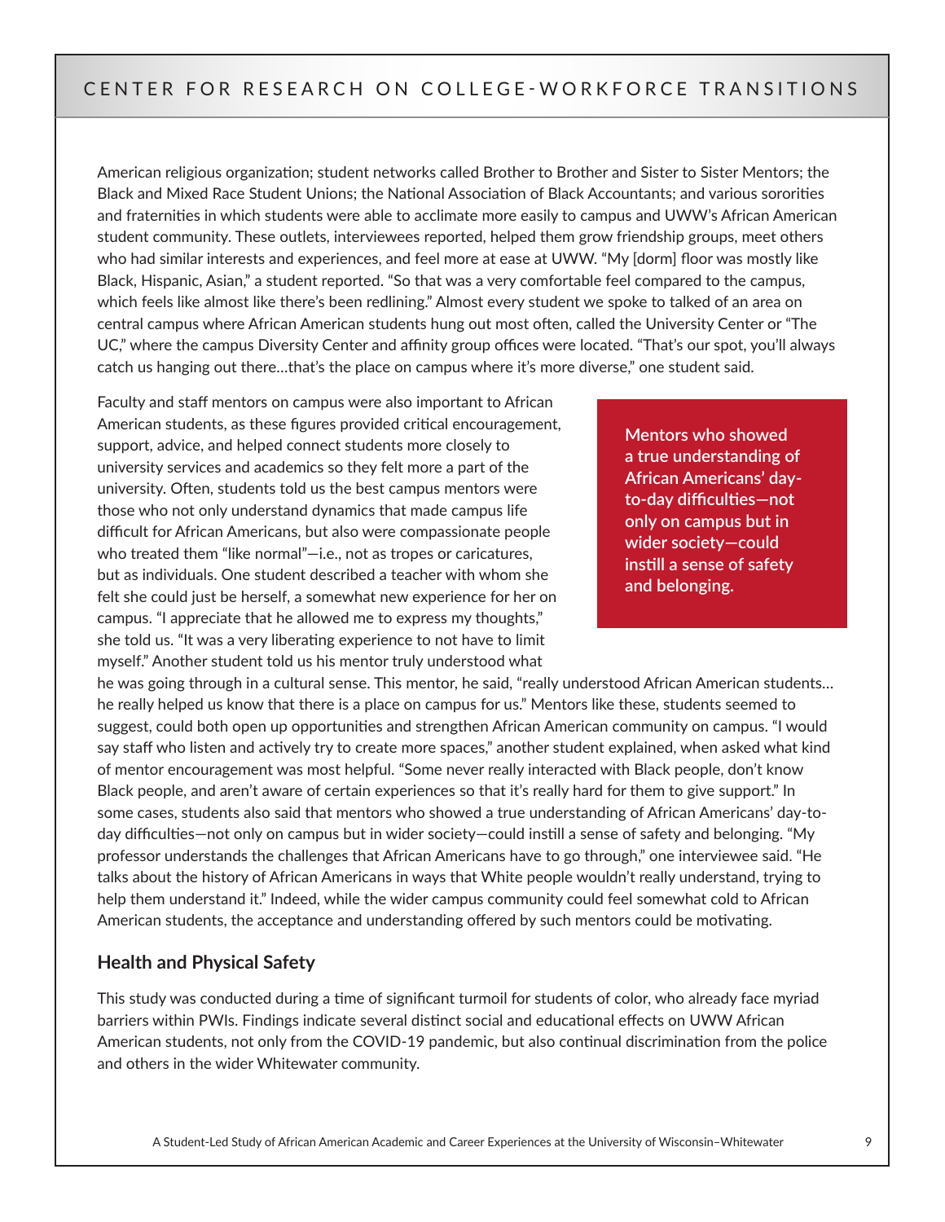American religious organization; student networks called Brother to Brother and Sister to Sister Mentors; the Black and Mixed Race Student Unions; the National Association of Black Accountants; and various sororities and fraternities in which students were able to acclimate more easily to campus and UWW's African American student community. These outlets, interviewees reported, helped them grow friendship groups, meet others who had similar interests and experiences, and feel more at ease at UWW. "My [dorm] floor was mostly like Black, Hispanic, Asian," a student reported. "So that was a very comfortable feel compared to the campus, which feels like almost like there's been redlining." Almost every student we spoke to talked of an area on central campus where African American students hung out most often, called the University Center or "The UC," where the campus Diversity Center and affinity group offices were located. "That's our spot, you'll always catch us hanging out there…that's the place on campus where it's more diverse," one student said.

Faculty and staff mentors on campus were also important to African American students, as these figures provided critical encouragement, support, advice, and helped connect students more closely to university services and academics so they felt more a part of the university. Often, students told us the best campus mentors were those who not only understand dynamics that made campus life difficult for African Americans, but also were compassionate people who treated them "like normal"—i.e., not as tropes or caricatures, but as individuals. One student described a teacher with whom she felt she could just be herself, a somewhat new experience for her on campus. "I appreciate that he allowed me to express my thoughts," she told us. "It was a very liberating experience to not have to limit myself." Another student told us his mentor truly understood what he was going through in a cultural sense. This mentor, he said, "really understood African American students… he really helped us know that there is a place on campus for us." Mentors like these, students seemed to suggest, could both open up opportunities and strengthen African American community on campus. "I would say staff who listen and actively try to create more spaces," another student explained, when asked what kind of mentor encouragement was most helpful. "Some never really interacted with Black people, don't know Black people, and aren't aware of certain experiences so that it's really hard for them to give support." In some cases, students also said that mentors who showed a true understanding of African Americans' day-to-day difficulties—not only on campus but in wider society—could instill a sense of safety and belonging. "My professor understands the challenges that African Americans have to go through," one interviewee said. "He talks about the history of African Americans in ways that White people wouldn't really understand, trying to help them understand it." Indeed, while the wider campus community could feel somewhat cold to African American students, the acceptance and understanding offered by such mentors could be motivating.

**Mentors who showed a true understanding of African Americans' day-to-day difficulties—not only on campus but in wider society—could instill a sense of safety and belonging.**

### Health and Physical Safety

This study was conducted during a time of significant turmoil for students of color, who already face myriad barriers within PWIs. Findings indicate several distinct social and educational effects on UWW African American students, not only from the COVID-19 pandemic, but also continual discrimination from the police and others in the wider Whitewater community.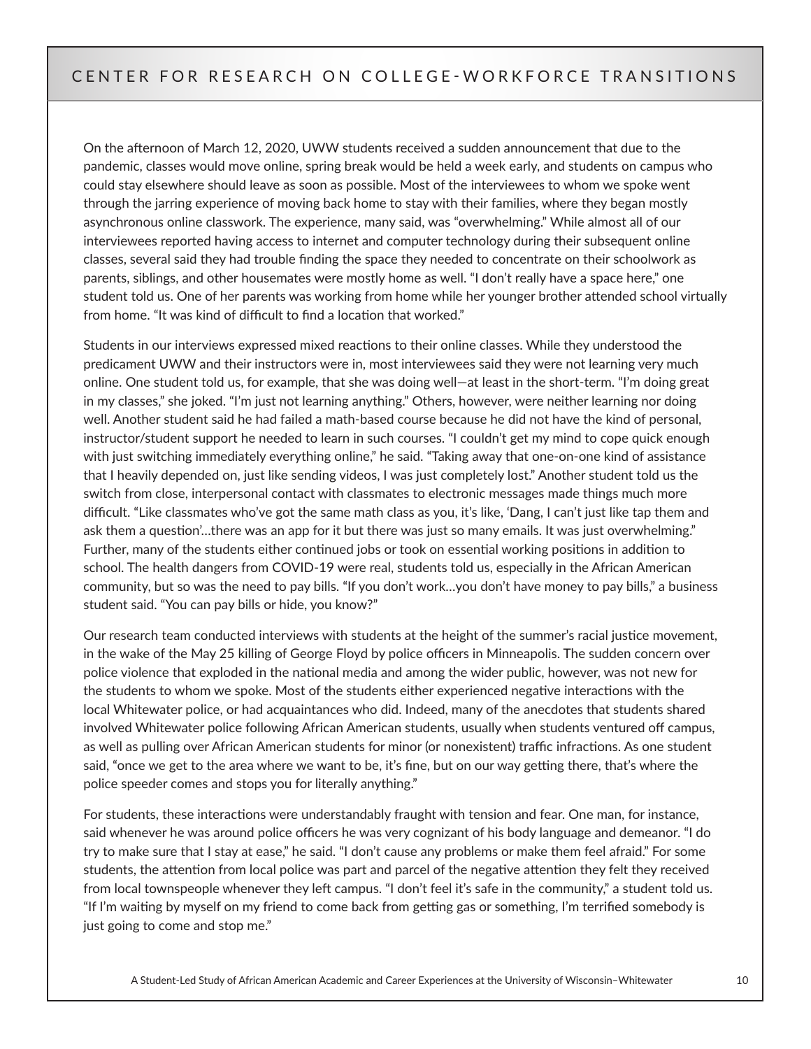On the afternoon of March 12, 2020, UWW students received a sudden announcement that due to the pandemic, classes would move online, spring break would be held a week early, and students on campus who could stay elsewhere should leave as soon as possible. Most of the interviewees to whom we spoke went through the jarring experience of moving back home to stay with their families, where they began mostly asynchronous online classwork. The experience, many said, was "overwhelming." While almost all of our interviewees reported having access to internet and computer technology during their subsequent online classes, several said they had trouble finding the space they needed to concentrate on their schoolwork as parents, siblings, and other housemates were mostly home as well. "I don't really have a space here," one student told us. One of her parents was working from home while her younger brother attended school virtually from home. "It was kind of difficult to find a location that worked."

Students in our interviews expressed mixed reactions to their online classes. While they understood the predicament UWW and their instructors were in, most interviewees said they were not learning very much online. One student told us, for example, that she was doing well—at least in the short-term. "I'm doing great in my classes," she joked. "I'm just not learning anything." Others, however, were neither learning nor doing well. Another student said he had failed a math-based course because he did not have the kind of personal, instructor/student support he needed to learn in such courses. "I couldn't get my mind to cope quick enough with just switching immediately everything online," he said. "Taking away that one-on-one kind of assistance that I heavily depended on, just like sending videos, I was just completely lost." Another student told us the switch from close, interpersonal contact with classmates to electronic messages made things much more difficult. "Like classmates who've got the same math class as you, it's like, 'Dang, I can't just like tap them and ask them a question'...there was an app for it but there was just so many emails. It was just overwhelming." Further, many of the students either continued jobs or took on essential working positions in addition to school. The health dangers from COVID-19 were real, students told us, especially in the African American community, but so was the need to pay bills. "If you don't work...you don't have money to pay bills," a business student said. "You can pay bills or hide, you know?"

Our research team conducted interviews with students at the height of the summer's racial justice movement, in the wake of the May 25 killing of George Floyd by police officers in Minneapolis. The sudden concern over police violence that exploded in the national media and among the wider public, however, was not new for the students to whom we spoke. Most of the students either experienced negative interactions with the local Whitewater police, or had acquaintances who did. Indeed, many of the anecdotes that students shared involved Whitewater police following African American students, usually when students ventured off campus, as well as pulling over African American students for minor (or nonexistent) traffic infractions. As one student said, "once we get to the area where we want to be, it's fine, but on our way getting there, that's where the police speeder comes and stops you for literally anything."

For students, these interactions were understandably fraught with tension and fear. One man, for instance, said whenever he was around police officers he was very cognizant of his body language and demeanor. "I do try to make sure that I stay at ease," he said. "I don't cause any problems or make them feel afraid." For some students, the attention from local police was part and parcel of the negative attention they felt they received from local townspeople whenever they left campus. "I don't feel it's safe in the community," a student told us. "If I'm waiting by myself on my friend to come back from getting gas or something, I'm terrified somebody is just going to come and stop me."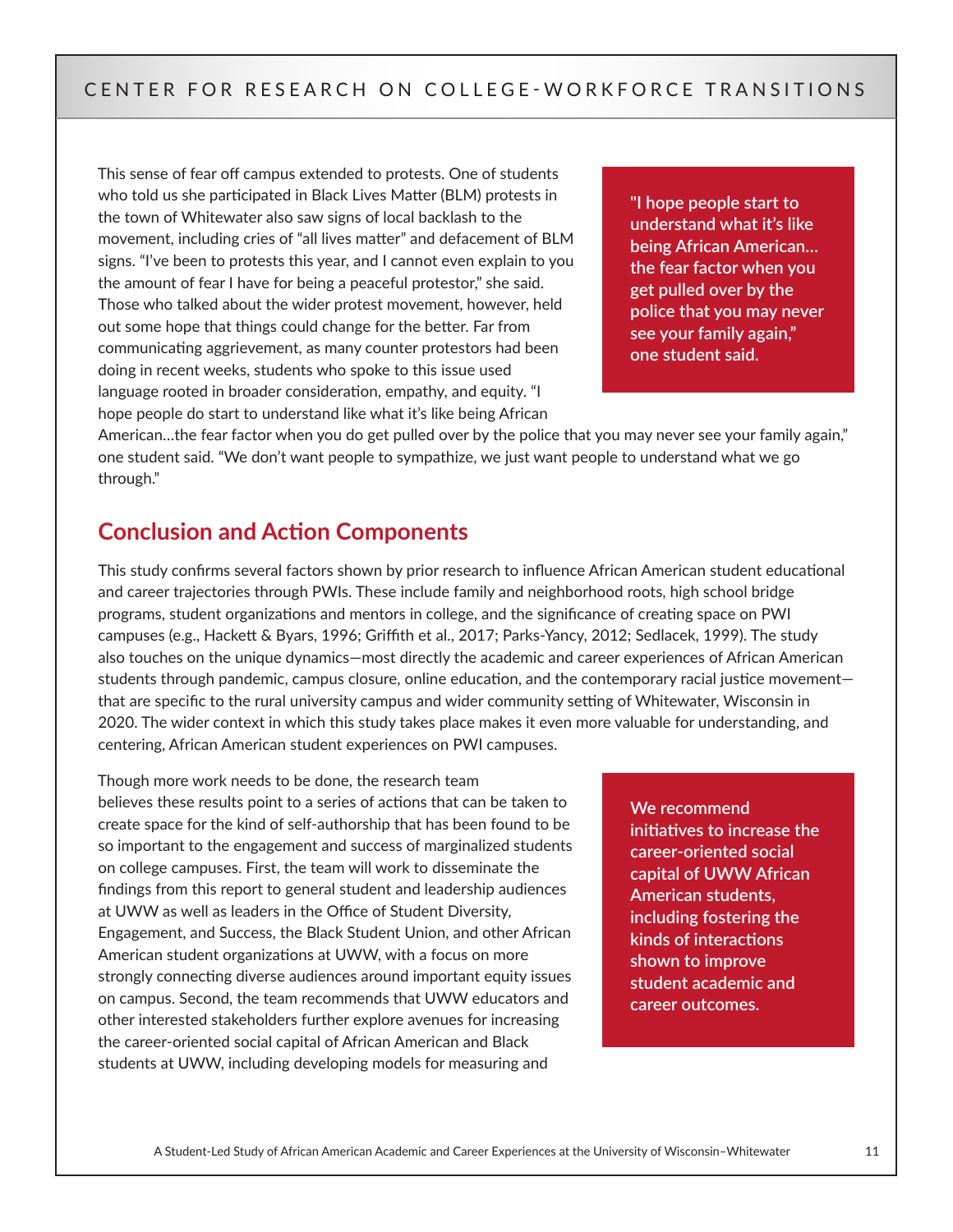This sense of fear off campus extended to protests. One of students who told us she participated in Black Lives Matter (BLM) protests in the town of Whitewater also saw signs of local backlash to the movement, including cries of "all lives matter" and defacement of BLM signs. "I've been to protests this year, and I cannot even explain to you the amount of fear I have for being a peaceful protestor," she said. Those who talked about the wider protest movement, however, held out some hope that things could change for the better. Far from communicating aggrievement, as many counter protestors had been doing in recent weeks, students who spoke to this issue used language rooted in broader consideration, empathy, and equity. "I hope people do start to understand like what it's like being African American…the fear factor when you do get pulled over by the police that you may never see your family again," one student said. "We don't want people to sympathize, we just want people to understand what we go through."

> **"I hope people start to understand what it's like being African American… the fear factor when you get pulled over by the police that you may never see your family again," one student said.**

## Conclusion and Action Components

This study confirms several factors shown by prior research to influence African American student educational and career trajectories through PWIs. These include family and neighborhood roots, high school bridge programs, student organizations and mentors in college, and the significance of creating space on PWI campuses (e.g., Hackett & Byars, 1996; Griffith et al., 2017; Parks-Yancy, 2012; Sedlacek, 1999). The study also touches on the unique dynamics—most directly the academic and career experiences of African American students through pandemic, campus closure, online education, and the contemporary racial justice movement—that are specific to the rural university campus and wider community setting of Whitewater, Wisconsin in 2020. The wider context in which this study takes place makes it even more valuable for understanding, and centering, African American student experiences on PWI campuses.

Though more work needs to be done, the research team believes these results point to a series of actions that can be taken to create space for the kind of self-authorship that has been found to be so important to the engagement and success of marginalized students on college campuses. First, the team will work to disseminate the findings from this report to general student and leadership audiences at UWW as well as leaders in the Office of Student Diversity, Engagement, and Success, the Black Student Union, and other African American student organizations at UWW, with a focus on more strongly connecting diverse audiences around important equity issues on campus. Second, the team recommends that UWW educators and other interested stakeholders further explore avenues for increasing the career-oriented social capital of African American and Black students at UWW, including developing models for measuring and

> **We recommend initiatives to increase the career-oriented social capital of UWW African American students, including fostering the kinds of interactions shown to improve student academic and career outcomes.**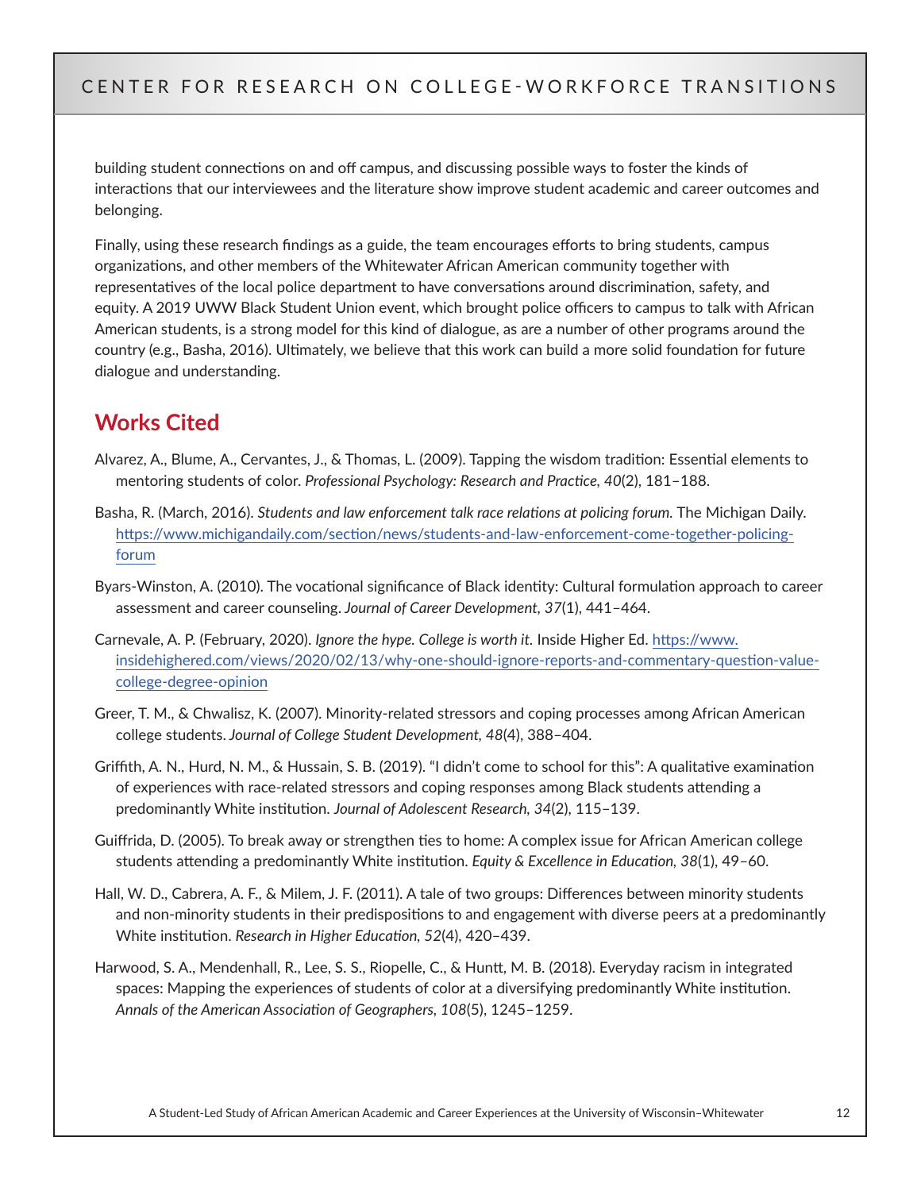building student connections on and off campus, and discussing possible ways to foster the kinds of interactions that our interviewees and the literature show improve student academic and career outcomes and belonging.

Finally, using these research findings as a guide, the team encourages efforts to bring students, campus organizations, and other members of the Whitewater African American community together with representatives of the local police department to have conversations around discrimination, safety, and equity. A 2019 UWW Black Student Union event, which brought police officers to campus to talk with African American students, is a strong model for this kind of dialogue, as are a number of other programs around the country (e.g., Basha, 2016). Ultimately, we believe that this work can build a more solid foundation for future dialogue and understanding.

## Works Cited

Alvarez, A., Blume, A., Cervantes, J., & Thomas, L. (2009). Tapping the wisdom tradition: Essential elements to mentoring students of color. *Professional Psychology: Research and Practice, 40*(2), 181–188.

Basha, R. (March, 2016). *Students and law enforcement talk race relations at policing forum.* The Michigan Daily. https://www.michigandaily.com/section/news/students-and-law-enforcement-come-together-policing-forum

Byars-Winston, A. (2010). The vocational significance of Black identity: Cultural formulation approach to career assessment and career counseling. *Journal of Career Development, 37*(1), 441–464.

Carnevale, A. P. (February, 2020). *Ignore the hype. College is worth it.* Inside Higher Ed. https://www.insidehighered.com/views/2020/02/13/why-one-should-ignore-reports-and-commentary-question-value-college-degree-opinion

Greer, T. M., & Chwalisz, K. (2007). Minority-related stressors and coping processes among African American college students. *Journal of College Student Development, 48*(4), 388–404.

Griffith, A. N., Hurd, N. M., & Hussain, S. B. (2019). "I didn't come to school for this": A qualitative examination of experiences with race-related stressors and coping responses among Black students attending a predominantly White institution. *Journal of Adolescent Research, 34*(2), 115–139.

Guiffrida, D. (2005). To break away or strengthen ties to home: A complex issue for African American college students attending a predominantly White institution. *Equity & Excellence in Education, 38*(1), 49–60.

Hall, W. D., Cabrera, A. F., & Milem, J. F. (2011). A tale of two groups: Differences between minority students and non-minority students in their predispositions to and engagement with diverse peers at a predominantly White institution. *Research in Higher Education, 52*(4), 420–439.

Harwood, S. A., Mendenhall, R., Lee, S. S., Riopelle, C., & Huntt, M. B. (2018). Everyday racism in integrated spaces: Mapping the experiences of students of color at a diversifying predominantly White institution. *Annals of the American Association of Geographers, 108*(5), 1245–1259.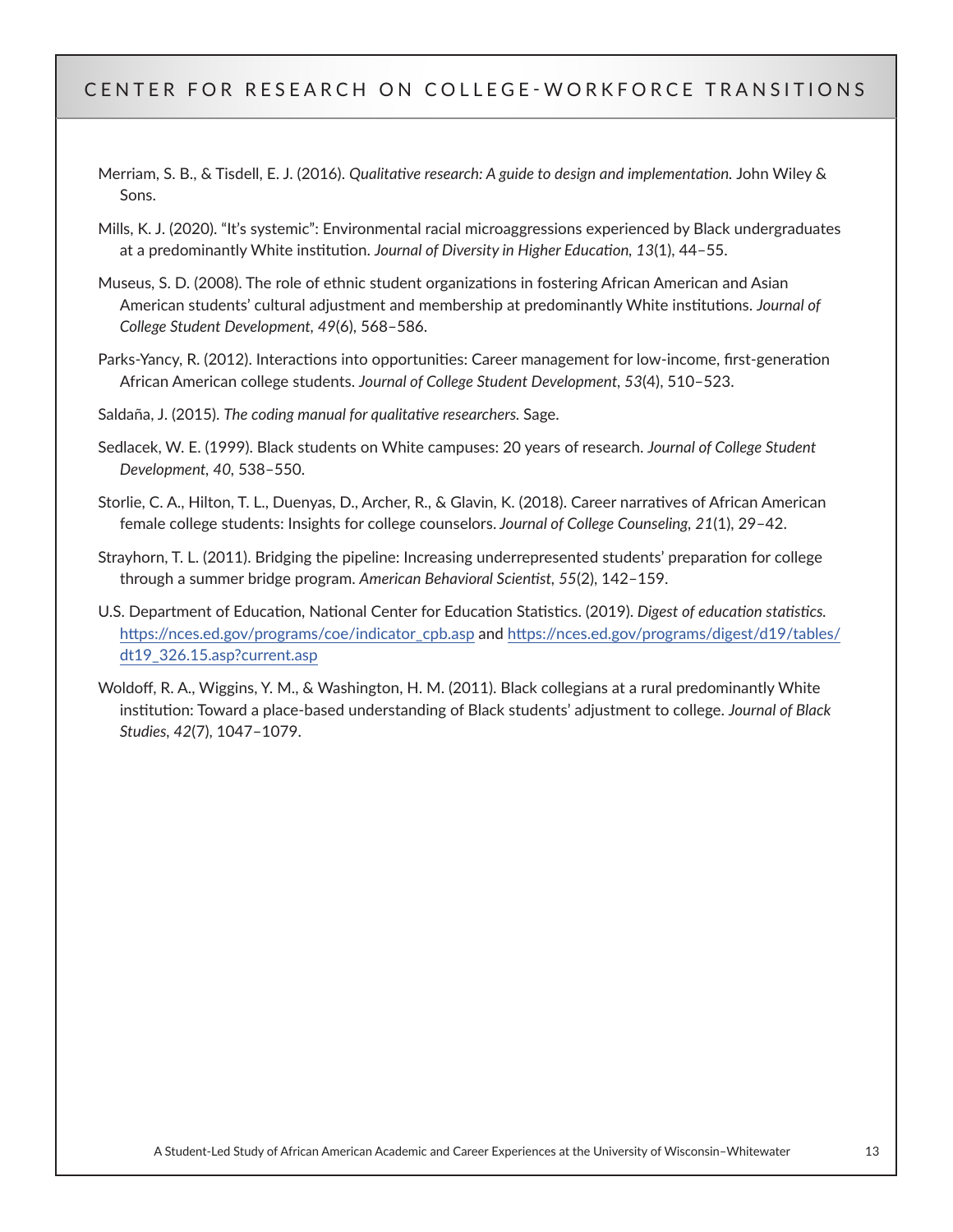Merriam, S. B., & Tisdell, E. J. (2016). *Qualitative research: A guide to design and implementation.* John Wiley & Sons.

Mills, K. J. (2020). "It's systemic": Environmental racial microaggressions experienced by Black undergraduates at a predominantly White institution. *Journal of Diversity in Higher Education, 13*(1), 44–55.

Museus, S. D. (2008). The role of ethnic student organizations in fostering African American and Asian American students' cultural adjustment and membership at predominantly White institutions. *Journal of College Student Development, 49*(6), 568–586.

Parks-Yancy, R. (2012). Interactions into opportunities: Career management for low-income, first-generation African American college students. *Journal of College Student Development, 53*(4), 510–523.

Saldaña, J. (2015). *The coding manual for qualitative researchers.* Sage.

Sedlacek, W. E. (1999). Black students on White campuses: 20 years of research. *Journal of College Student Development, 40*, 538–550.

Storlie, C. A., Hilton, T. L., Duenyas, D., Archer, R., & Glavin, K. (2018). Career narratives of African American female college students: Insights for college counselors. *Journal of College Counseling, 21*(1), 29–42.

Strayhorn, T. L. (2011). Bridging the pipeline: Increasing underrepresented students' preparation for college through a summer bridge program. *American Behavioral Scientist, 55*(2), 142–159.

U.S. Department of Education, National Center for Education Statistics. (2019). *Digest of education statistics.* https://nces.ed.gov/programs/coe/indicator_cpb.asp and https://nces.ed.gov/programs/digest/d19/tables/dt19_326.15.asp?current.asp

Woldoff, R. A., Wiggins, Y. M., & Washington, H. M. (2011). Black collegians at a rural predominantly White institution: Toward a place-based understanding of Black students' adjustment to college. *Journal of Black Studies, 42*(7), 1047–1079.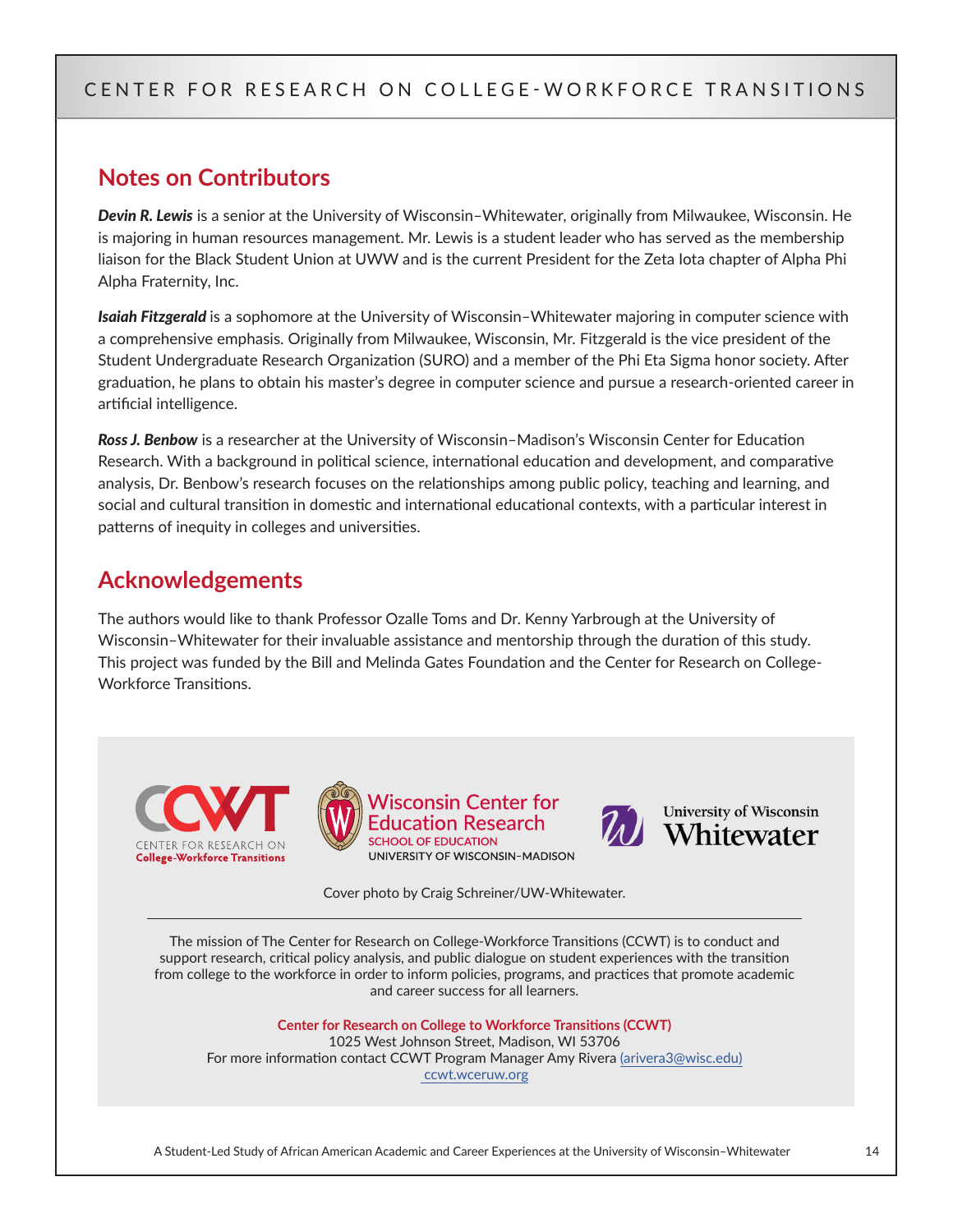## Notes on Contributors

***Devin R. Lewis*** is a senior at the University of Wisconsin–Whitewater, originally from Milwaukee, Wisconsin. He is majoring in human resources management. Mr. Lewis is a student leader who has served as the membership liaison for the Black Student Union at UWW and is the current President for the Zeta Iota chapter of Alpha Phi Alpha Fraternity, Inc.

***Isaiah Fitzgerald*** is a sophomore at the University of Wisconsin–Whitewater majoring in computer science with a comprehensive emphasis. Originally from Milwaukee, Wisconsin, Mr. Fitzgerald is the vice president of the Student Undergraduate Research Organization (SURO) and a member of the Phi Eta Sigma honor society. After graduation, he plans to obtain his master's degree in computer science and pursue a research-oriented career in artificial intelligence.

***Ross J. Benbow*** is a researcher at the University of Wisconsin–Madison's Wisconsin Center for Education Research. With a background in political science, international education and development, and comparative analysis, Dr. Benbow's research focuses on the relationships among public policy, teaching and learning, and social and cultural transition in domestic and international educational contexts, with a particular interest in patterns of inequity in colleges and universities.

## Acknowledgements

The authors would like to thank Professor Ozalle Toms and Dr. Kenny Yarbrough at the University of Wisconsin–Whitewater for their invaluable assistance and mentorship through the duration of this study. This project was funded by the Bill and Melinda Gates Foundation and the Center for Research on College-Workforce Transitions.

CCWT — Center for Research on College-Workforce Transitions
Wisconsin Center for Education Research — School of Education — University of Wisconsin–Madison
University of Wisconsin Whitewater

Cover photo by Craig Schreiner/UW-Whitewater.

---

The mission of The Center for Research on College-Workforce Transitions (CCWT) is to conduct and support research, critical policy analysis, and public dialogue on student experiences with the transition from college to the workforce in order to inform policies, programs, and practices that promote academic and career success for all learners.

**Center for Research on College to Workforce Transitions (CCWT)**
1025 West Johnson Street, Madison, WI 53706
For more information contact CCWT Program Manager Amy Rivera (arivera3@wisc.edu)
ccwt.wceruw.org